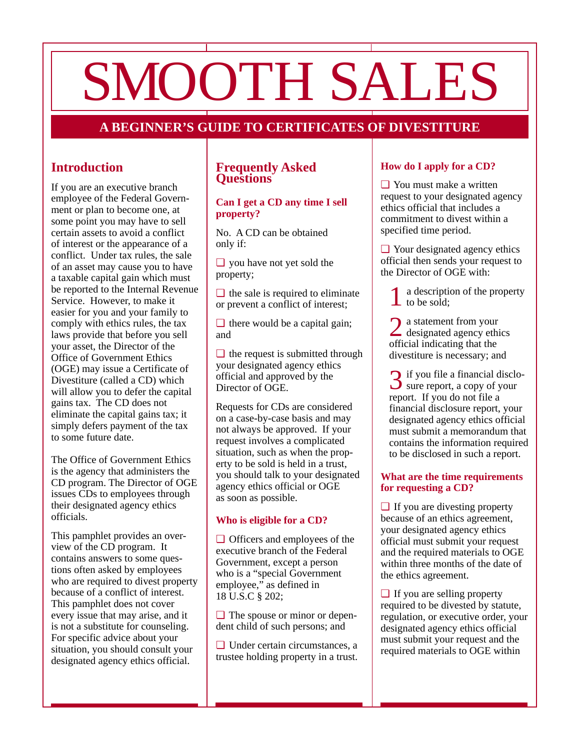# SMOOTH SALES

## A BEGINNER'S GUIDE TO CERTIFICATES OF DIVESTITURE

## Introduction

If you are an executive branch employee of the Federal Government or plan to become one, at some point you may have to sell certain assets to avoid a conflict of interest or the appearance of a conflict. Under tax rules, the sale of an asset may cause you to have a taxable capital gain which must be reported to the Internal Revenue Service. However, to make it easier for you and your family to comply with ethics rules, the tax laws provide that before you sell your asset, the Director of the Office of Government Ethics (OGE) may issue a Certificate of Divestiture (called a CD) which will allow you to defer the capital gains tax. The CD does not eliminate the capital gains tax; it simply defers payment of the tax to some future date.

The Office of Government Ethics is the agency that administers the CD program. The Director of OGE issues CDs to employees through their designated agency ethics officials.

This pamphlet provides an overview of the CD program. It contains answers to some questions often asked by employees who are required to divest property because of a conflict of interest. This pamphlet does not cover every issue that may arise, and it is not a substitute for counseling. For specific advice about your situation, you should consult your designated agency ethics official.

## Frequently Asked Questions

### Can I get a CD any time I sell property?

No. A CD can be obtained only if:

- ❑ you have not yet sold the property;
- ❑ the sale is required to eliminate or prevent a conflict of interest;
- ❑ there would be a capital gain; and
- ❑ the request is submitted through your designated agency ethics official and approved by the Director of OGE.

Requests for CDs are considered on a case-by-case basis and may not always be approved. If your request involves a complicated situation, such as when the property to be sold is held in a trust, you should talk to your designated agency ethics official or OGE as soon as possible.

### Who is eligible for a CD?

- ❑ Officers and employees of the executive branch of the Federal Government, except a person who is a "special Government employee," as defined in 18 U.S.C § 202;
- ❑ The spouse or minor or dependent child of such persons; and
- ❑ Under certain circumstances, a trustee holding property in a trust.

### How do I apply for a CD?

❑ You must make a written request to your designated agency ethics official that includes a commitment to divest within a specified time period.

❑ Your designated agency ethics official then sends your request to the Director of OGE with:

1. a description of the property to be sold;
2. a statement from your designated agency ethics official indicating that the divestiture is necessary; and
3. if you file a financial disclosure report, a copy of your report. If you do not file a financial disclosure report, your designated agency ethics official must submit a memorandum that contains the information required to be disclosed in such a report.

### What are the time requirements for requesting a CD?

❑ If you are divesting property because of an ethics agreement, your designated agency ethics official must submit your request and the required materials to OGE within three months of the date of the ethics agreement.

❑ If you are selling property required to be divested by statute, regulation, or executive order, your designated agency ethics official must submit your request and the required materials to OGE within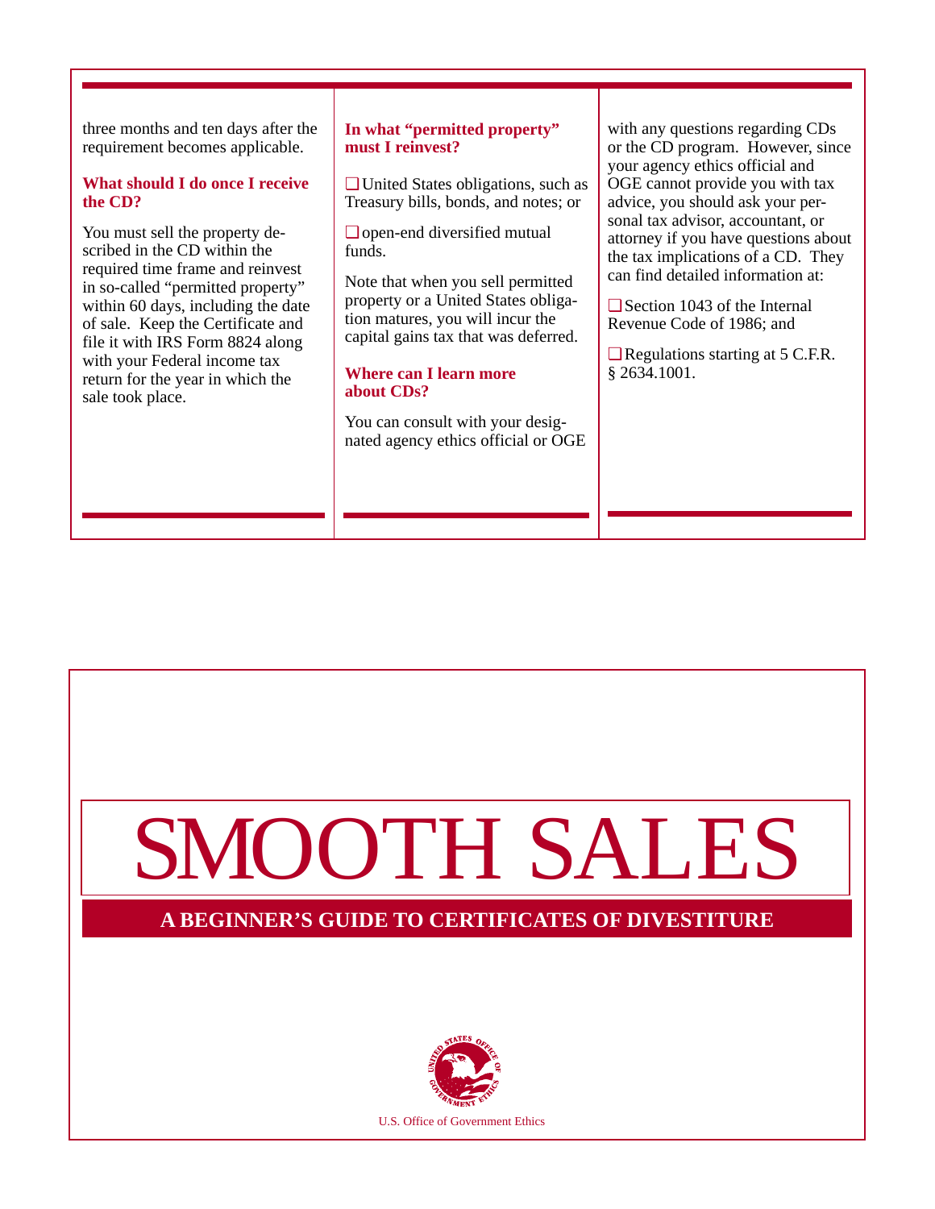three months and ten days after the requirement becomes applicable.

### What should I do once I receive the CD?

You must sell the property described in the CD within the required time frame and reinvest in so-called "permitted property" within 60 days, including the date of sale. Keep the Certificate and file it with IRS Form 8824 along with your Federal income tax return for the year in which the sale took place.

### In what "permitted property" must I reinvest?

- ❑ United States obligations, such as Treasury bills, bonds, and notes; or
- ❑ open-end diversified mutual funds.

Note that when you sell permitted property or a United States obligation matures, you will incur the capital gains tax that was deferred.

### Where can I learn more about CDs?

You can consult with your designated agency ethics official or OGE with any questions regarding CDs or the CD program. However, since your agency ethics official and OGE cannot provide you with tax advice, you should ask your personal tax advisor, accountant, or attorney if you have questions about the tax implications of a CD. They can find detailed information at:

- ❑ Section 1043 of the Internal Revenue Code of 1986; and
- ❑ Regulations starting at 5 C.F.R. § 2634.1001.

# SMOOTH SALES

## A BEGINNER'S GUIDE TO CERTIFICATES OF DIVESTITURE

U.S. Office of Government Ethics